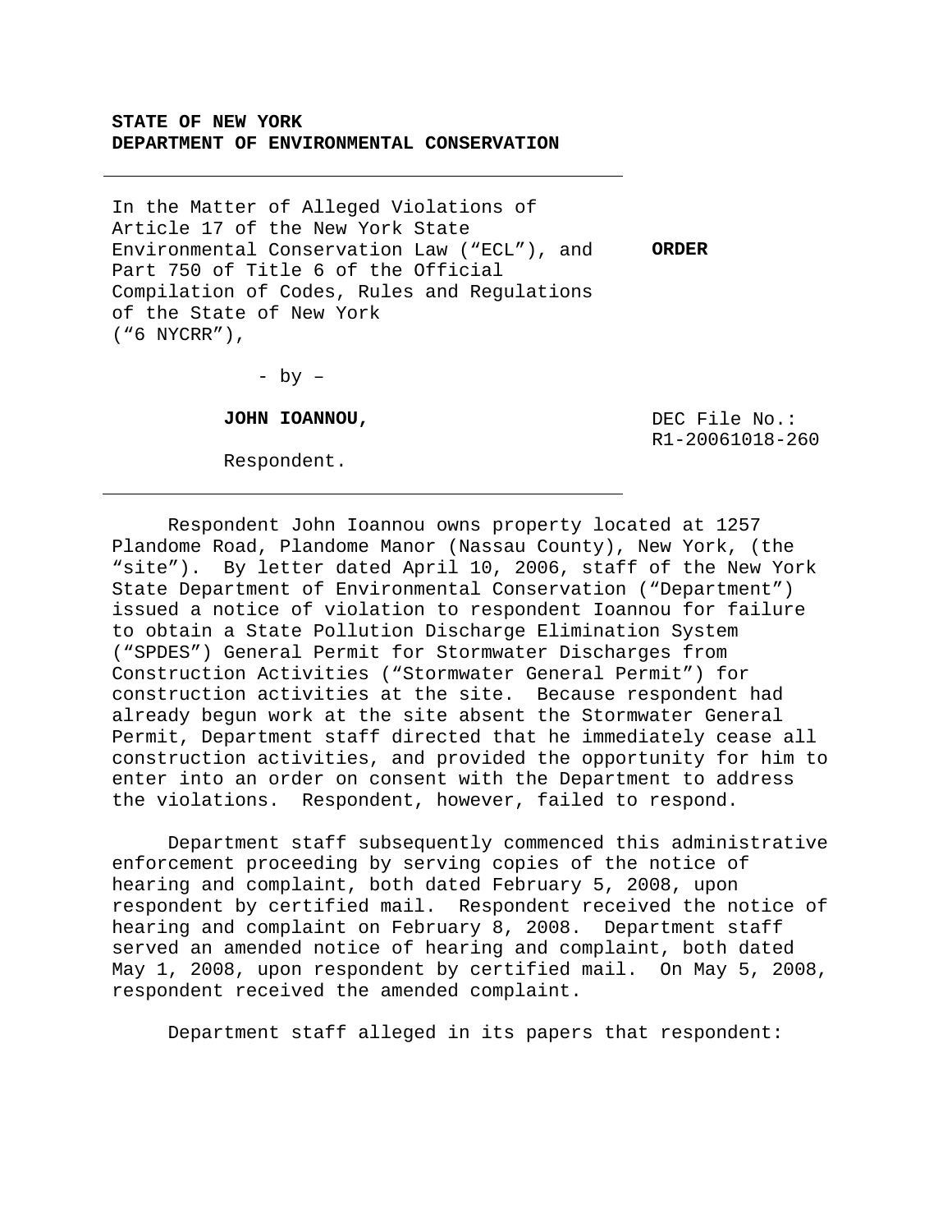**STATE OF NEW YORK**
**DEPARTMENT OF ENVIRONMENTAL CONSERVATION**

---

In the Matter of Alleged Violations of Article 17 of the New York State Environmental Conservation Law ("ECL"), and Part 750 of Title 6 of the Official Compilation of Codes, Rules and Regulations of the State of New York ("6 NYCRR"),

**ORDER**

- by –

**JOHN IOANNOU,**

Respondent.

DEC File No.: R1-20061018-260

---

Respondent John Ioannou owns property located at 1257 Plandome Road, Plandome Manor (Nassau County), New York, (the "site"). By letter dated April 10, 2006, staff of the New York State Department of Environmental Conservation ("Department") issued a notice of violation to respondent Ioannou for failure to obtain a State Pollution Discharge Elimination System ("SPDES") General Permit for Stormwater Discharges from Construction Activities ("Stormwater General Permit") for construction activities at the site. Because respondent had already begun work at the site absent the Stormwater General Permit, Department staff directed that he immediately cease all construction activities, and provided the opportunity for him to enter into an order on consent with the Department to address the violations. Respondent, however, failed to respond.

Department staff subsequently commenced this administrative enforcement proceeding by serving copies of the notice of hearing and complaint, both dated February 5, 2008, upon respondent by certified mail. Respondent received the notice of hearing and complaint on February 8, 2008. Department staff served an amended notice of hearing and complaint, both dated May 1, 2008, upon respondent by certified mail. On May 5, 2008, respondent received the amended complaint.

Department staff alleged in its papers that respondent: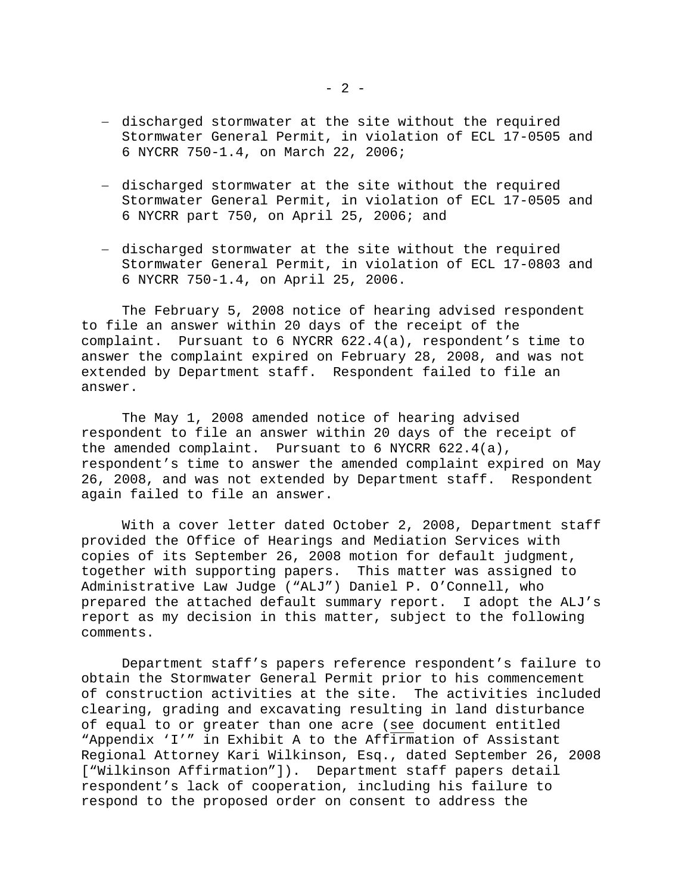- discharged stormwater at the site without the required Stormwater General Permit, in violation of ECL 17-0505 and 6 NYCRR 750-1.4, on March 22, 2006;

- discharged stormwater at the site without the required Stormwater General Permit, in violation of ECL 17-0505 and 6 NYCRR part 750, on April 25, 2006; and

- discharged stormwater at the site without the required Stormwater General Permit, in violation of ECL 17-0803 and 6 NYCRR 750-1.4, on April 25, 2006.

The February 5, 2008 notice of hearing advised respondent to file an answer within 20 days of the receipt of the complaint. Pursuant to 6 NYCRR 622.4(a), respondent's time to answer the complaint expired on February 28, 2008, and was not extended by Department staff. Respondent failed to file an answer.

The May 1, 2008 amended notice of hearing advised respondent to file an answer within 20 days of the receipt of the amended complaint. Pursuant to 6 NYCRR 622.4(a), respondent's time to answer the amended complaint expired on May 26, 2008, and was not extended by Department staff. Respondent again failed to file an answer.

With a cover letter dated October 2, 2008, Department staff provided the Office of Hearings and Mediation Services with copies of its September 26, 2008 motion for default judgment, together with supporting papers. This matter was assigned to Administrative Law Judge ("ALJ") Daniel P. O'Connell, who prepared the attached default summary report. I adopt the ALJ's report as my decision in this matter, subject to the following comments.

Department staff's papers reference respondent's failure to obtain the Stormwater General Permit prior to his commencement of construction activities at the site. The activities included clearing, grading and excavating resulting in land disturbance of equal to or greater than one acre (see document entitled "Appendix 'I'" in Exhibit A to the Affirmation of Assistant Regional Attorney Kari Wilkinson, Esq., dated September 26, 2008 ["Wilkinson Affirmation"]). Department staff papers detail respondent's lack of cooperation, including his failure to respond to the proposed order on consent to address the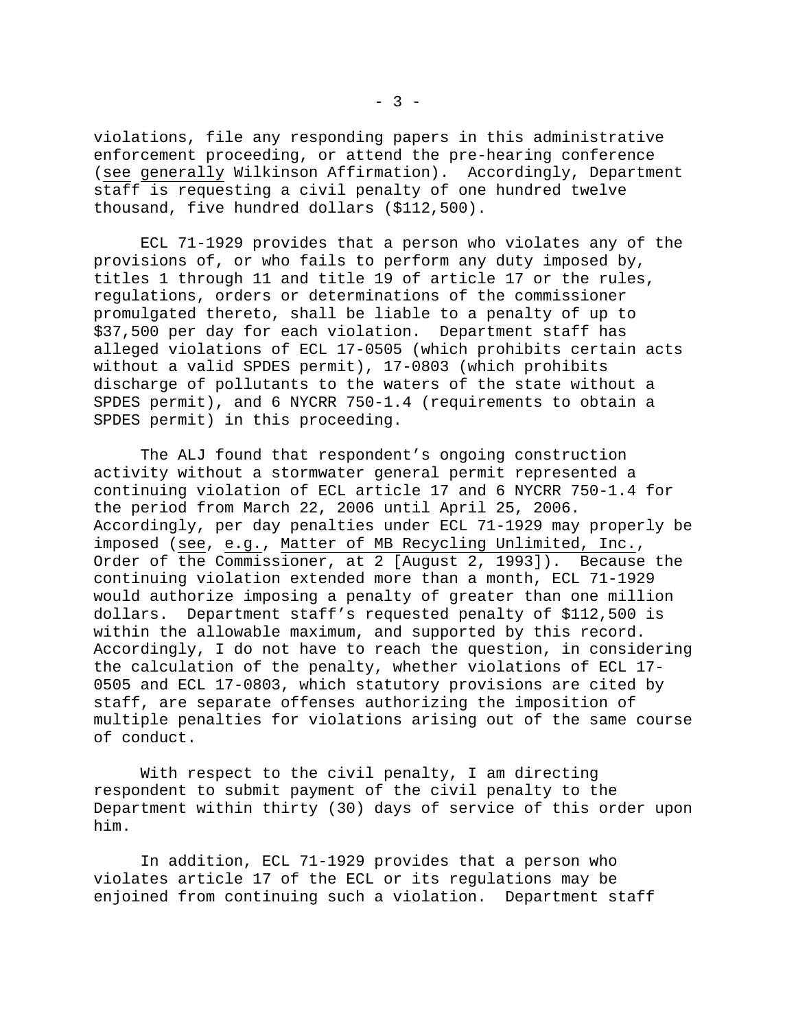violations, file any responding papers in this administrative enforcement proceeding, or attend the pre-hearing conference (see generally Wilkinson Affirmation). Accordingly, Department staff is requesting a civil penalty of one hundred twelve thousand, five hundred dollars ($112,500).

ECL 71-1929 provides that a person who violates any of the provisions of, or who fails to perform any duty imposed by, titles 1 through 11 and title 19 of article 17 or the rules, regulations, orders or determinations of the commissioner promulgated thereto, shall be liable to a penalty of up to $37,500 per day for each violation. Department staff has alleged violations of ECL 17-0505 (which prohibits certain acts without a valid SPDES permit), 17-0803 (which prohibits discharge of pollutants to the waters of the state without a SPDES permit), and 6 NYCRR 750-1.4 (requirements to obtain a SPDES permit) in this proceeding.

The ALJ found that respondent's ongoing construction activity without a stormwater general permit represented a continuing violation of ECL article 17 and 6 NYCRR 750-1.4 for the period from March 22, 2006 until April 25, 2006. Accordingly, per day penalties under ECL 71-1929 may properly be imposed (see, e.g., Matter of MB Recycling Unlimited, Inc., Order of the Commissioner, at 2 [August 2, 1993]). Because the continuing violation extended more than a month, ECL 71-1929 would authorize imposing a penalty of greater than one million dollars. Department staff's requested penalty of $112,500 is within the allowable maximum, and supported by this record. Accordingly, I do not have to reach the question, in considering the calculation of the penalty, whether violations of ECL 17-0505 and ECL 17-0803, which statutory provisions are cited by staff, are separate offenses authorizing the imposition of multiple penalties for violations arising out of the same course of conduct.

With respect to the civil penalty, I am directing respondent to submit payment of the civil penalty to the Department within thirty (30) days of service of this order upon him.

In addition, ECL 71-1929 provides that a person who violates article 17 of the ECL or its regulations may be enjoined from continuing such a violation. Department staff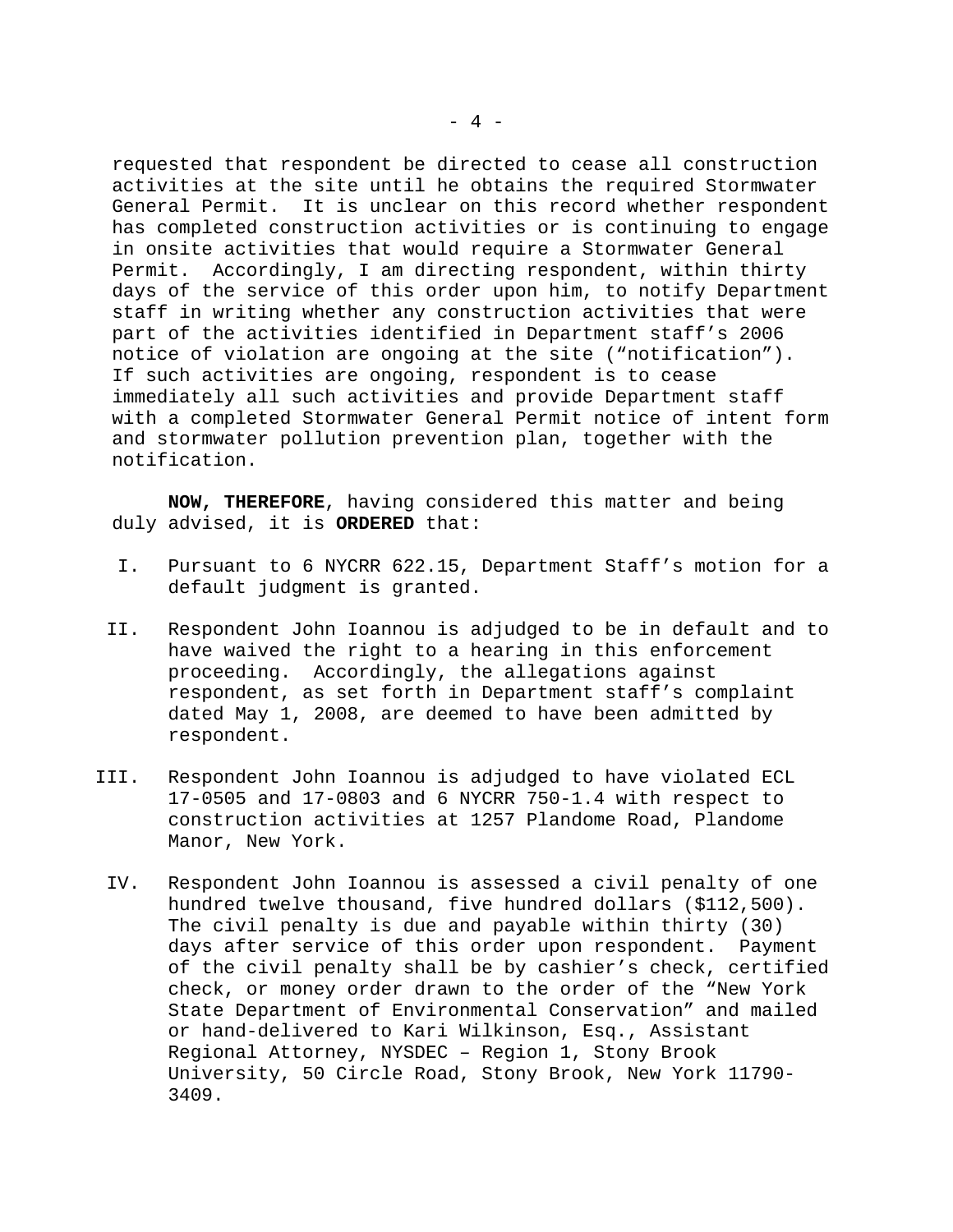requested that respondent be directed to cease all construction activities at the site until he obtains the required Stormwater General Permit. It is unclear on this record whether respondent has completed construction activities or is continuing to engage in onsite activities that would require a Stormwater General Permit. Accordingly, I am directing respondent, within thirty days of the service of this order upon him, to notify Department staff in writing whether any construction activities that were part of the activities identified in Department staff's 2006 notice of violation are ongoing at the site ("notification"). If such activities are ongoing, respondent is to cease immediately all such activities and provide Department staff with a completed Stormwater General Permit notice of intent form and stormwater pollution prevention plan, together with the notification.

**NOW, THEREFORE**, having considered this matter and being duly advised, it is **ORDERED** that:

I. Pursuant to 6 NYCRR 622.15, Department Staff's motion for a default judgment is granted.

II. Respondent John Ioannou is adjudged to be in default and to have waived the right to a hearing in this enforcement proceeding. Accordingly, the allegations against respondent, as set forth in Department staff's complaint dated May 1, 2008, are deemed to have been admitted by respondent.

III. Respondent John Ioannou is adjudged to have violated ECL 17-0505 and 17-0803 and 6 NYCRR 750-1.4 with respect to construction activities at 1257 Plandome Road, Plandome Manor, New York.

IV. Respondent John Ioannou is assessed a civil penalty of one hundred twelve thousand, five hundred dollars ($112,500). The civil penalty is due and payable within thirty (30) days after service of this order upon respondent. Payment of the civil penalty shall be by cashier's check, certified check, or money order drawn to the order of the "New York State Department of Environmental Conservation" and mailed or hand-delivered to Kari Wilkinson, Esq., Assistant Regional Attorney, NYSDEC – Region 1, Stony Brook University, 50 Circle Road, Stony Brook, New York 11790-3409.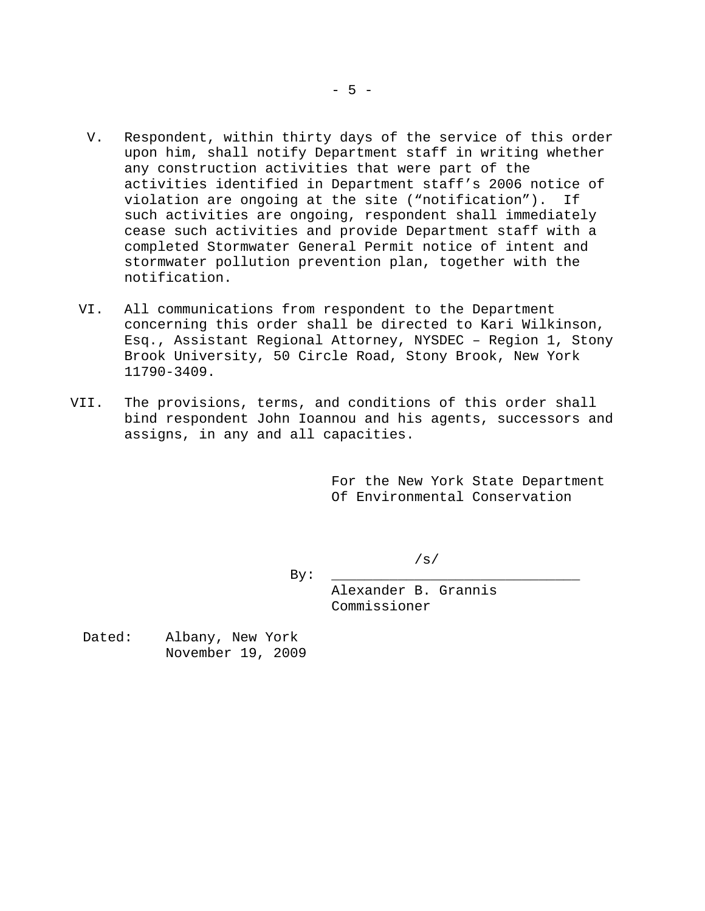V. Respondent, within thirty days of the service of this order upon him, shall notify Department staff in writing whether any construction activities that were part of the activities identified in Department staff's 2006 notice of violation are ongoing at the site ("notification"). If such activities are ongoing, respondent shall immediately cease such activities and provide Department staff with a completed Stormwater General Permit notice of intent and stormwater pollution prevention plan, together with the notification.

VI. All communications from respondent to the Department concerning this order shall be directed to Kari Wilkinson, Esq., Assistant Regional Attorney, NYSDEC – Region 1, Stony Brook University, 50 Circle Road, Stony Brook, New York 11790-3409.

VII. The provisions, terms, and conditions of this order shall bind respondent John Ioannou and his agents, successors and assigns, in any and all capacities.

For the New York State Department Of Environmental Conservation

By: /s/
\_\_\_\_\_\_\_\_\_\_\_\_\_\_\_\_\_\_\_\_\_\_\_\_\_\_\_\_\_\_
Alexander B. Grannis
Commissioner

Dated: Albany, New York
November 19, 2009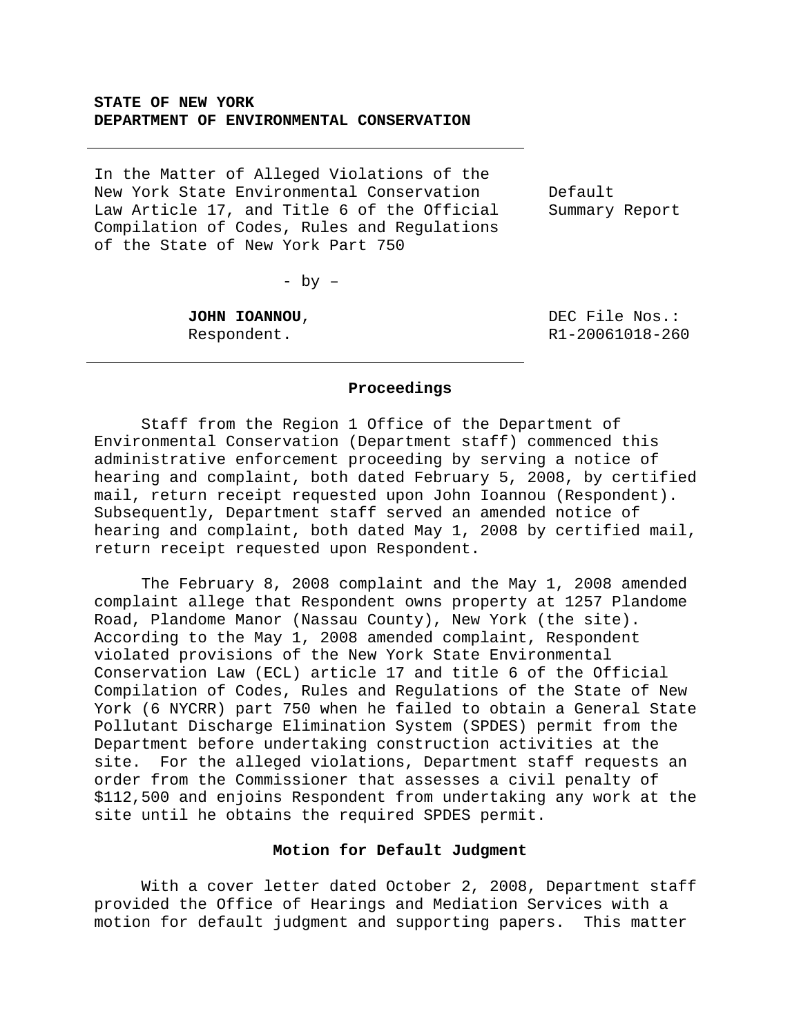**STATE OF NEW YORK**
**DEPARTMENT OF ENVIRONMENTAL CONSERVATION**

---

In the Matter of Alleged Violations of the New York State Environmental Conservation Law Article 17, and Title 6 of the Official Compilation of Codes, Rules and Regulations of the State of New York Part 750

- by –

**JOHN IOANNOU**, Respondent.

Default Summary Report

DEC File Nos.: R1-20061018-260

---

### Proceedings

Staff from the Region 1 Office of the Department of Environmental Conservation (Department staff) commenced this administrative enforcement proceeding by serving a notice of hearing and complaint, both dated February 5, 2008, by certified mail, return receipt requested upon John Ioannou (Respondent). Subsequently, Department staff served an amended notice of hearing and complaint, both dated May 1, 2008 by certified mail, return receipt requested upon Respondent.

The February 8, 2008 complaint and the May 1, 2008 amended complaint allege that Respondent owns property at 1257 Plandome Road, Plandome Manor (Nassau County), New York (the site). According to the May 1, 2008 amended complaint, Respondent violated provisions of the New York State Environmental Conservation Law (ECL) article 17 and title 6 of the Official Compilation of Codes, Rules and Regulations of the State of New York (6 NYCRR) part 750 when he failed to obtain a General State Pollutant Discharge Elimination System (SPDES) permit from the Department before undertaking construction activities at the site. For the alleged violations, Department staff requests an order from the Commissioner that assesses a civil penalty of $112,500 and enjoins Respondent from undertaking any work at the site until he obtains the required SPDES permit.

### Motion for Default Judgment

With a cover letter dated October 2, 2008, Department staff provided the Office of Hearings and Mediation Services with a motion for default judgment and supporting papers. This matter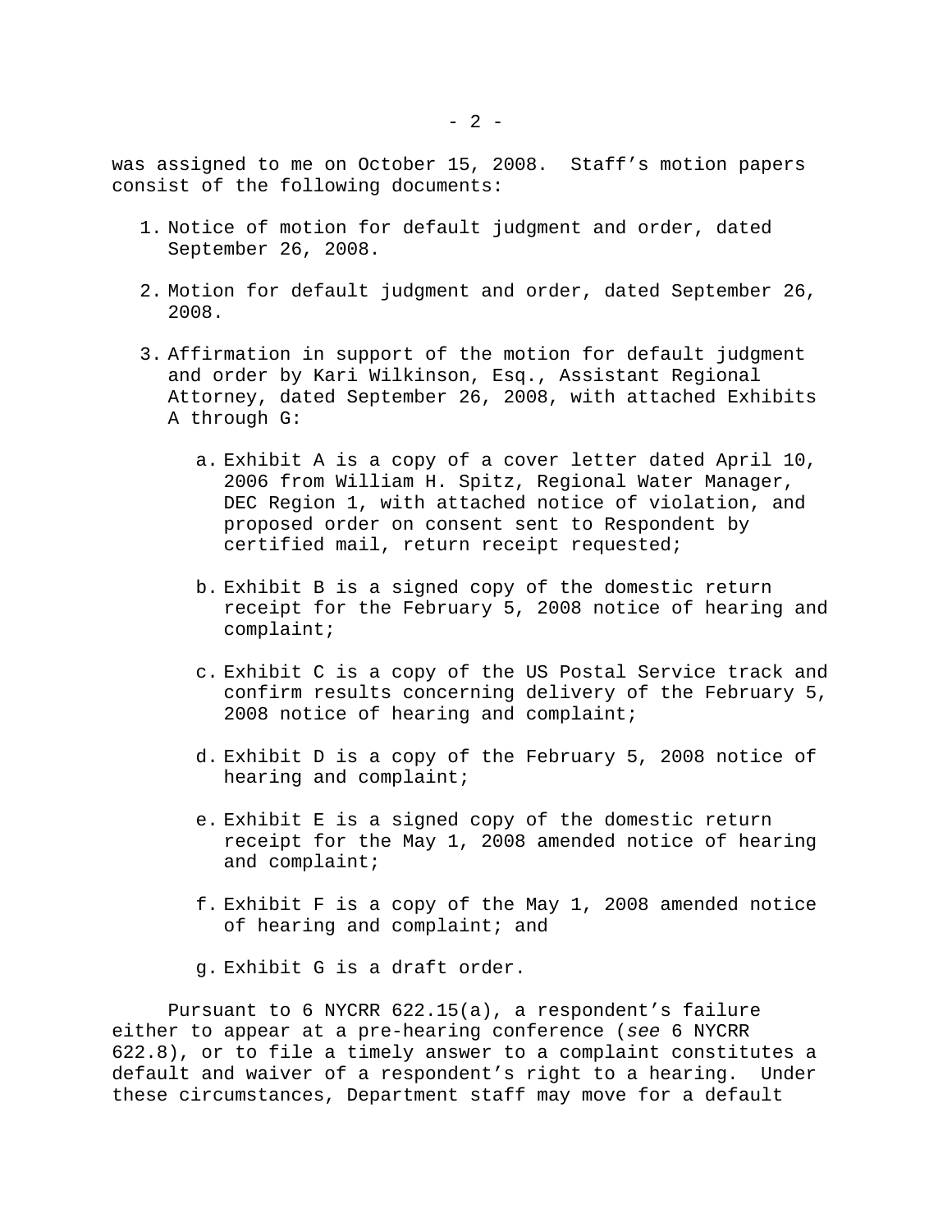was assigned to me on October 15, 2008. Staff's motion papers consist of the following documents:

1. Notice of motion for default judgment and order, dated September 26, 2008.

2. Motion for default judgment and order, dated September 26, 2008.

3. Affirmation in support of the motion for default judgment and order by Kari Wilkinson, Esq., Assistant Regional Attorney, dated September 26, 2008, with attached Exhibits A through G:

   a. Exhibit A is a copy of a cover letter dated April 10, 2006 from William H. Spitz, Regional Water Manager, DEC Region 1, with attached notice of violation, and proposed order on consent sent to Respondent by certified mail, return receipt requested;

   b. Exhibit B is a signed copy of the domestic return receipt for the February 5, 2008 notice of hearing and complaint;

   c. Exhibit C is a copy of the US Postal Service track and confirm results concerning delivery of the February 5, 2008 notice of hearing and complaint;

   d. Exhibit D is a copy of the February 5, 2008 notice of hearing and complaint;

   e. Exhibit E is a signed copy of the domestic return receipt for the May 1, 2008 amended notice of hearing and complaint;

   f. Exhibit F is a copy of the May 1, 2008 amended notice of hearing and complaint; and

   g. Exhibit G is a draft order.

Pursuant to 6 NYCRR 622.15(a), a respondent's failure either to appear at a pre-hearing conference (*see* 6 NYCRR 622.8), or to file a timely answer to a complaint constitutes a default and waiver of a respondent's right to a hearing. Under these circumstances, Department staff may move for a default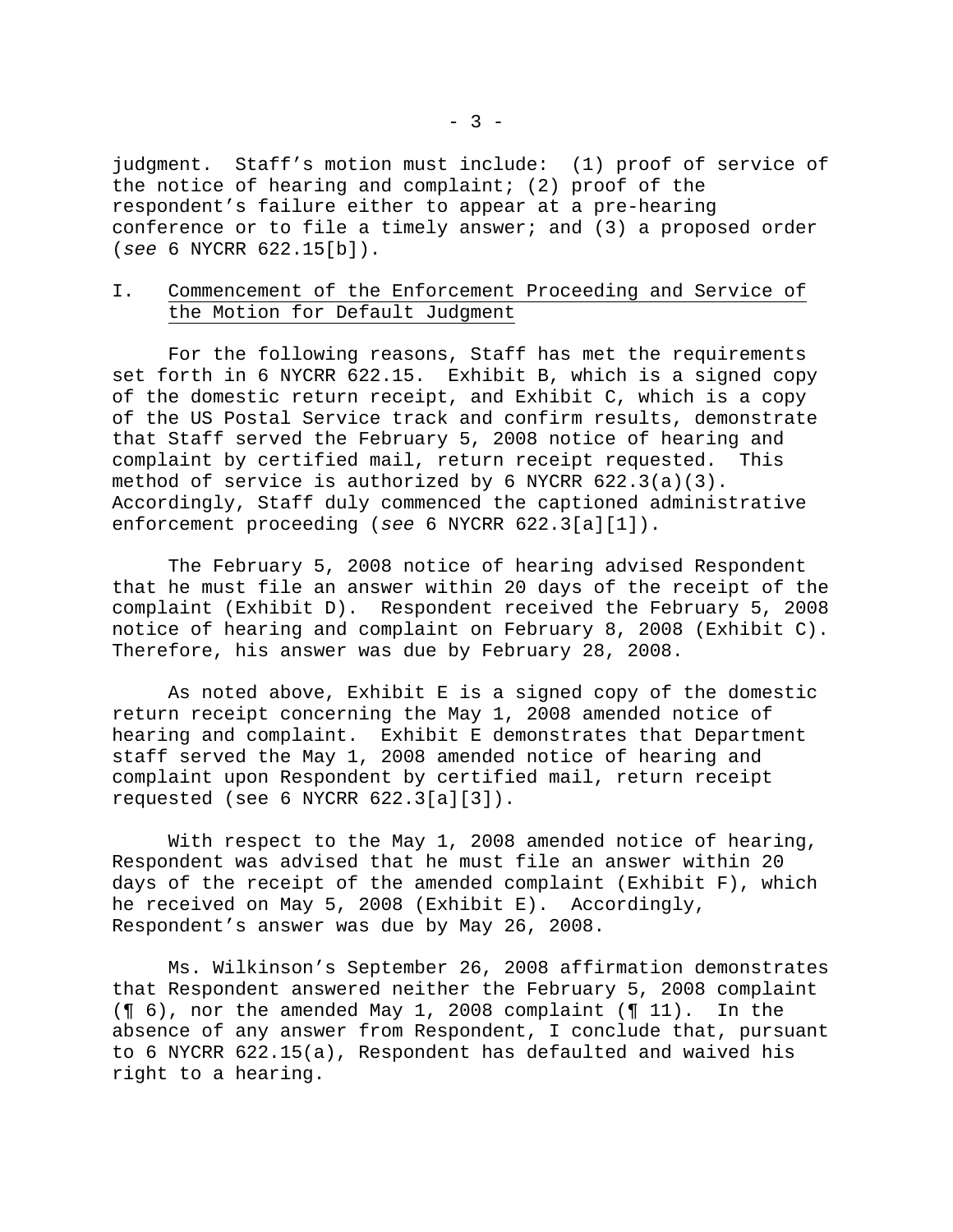judgment. Staff's motion must include: (1) proof of service of the notice of hearing and complaint; (2) proof of the respondent's failure either to appear at a pre-hearing conference or to file a timely answer; and (3) a proposed order (*see* 6 NYCRR 622.15[b]).

## I. Commencement of the Enforcement Proceeding and Service of the Motion for Default Judgment

For the following reasons, Staff has met the requirements set forth in 6 NYCRR 622.15. Exhibit B, which is a signed copy of the domestic return receipt, and Exhibit C, which is a copy of the US Postal Service track and confirm results, demonstrate that Staff served the February 5, 2008 notice of hearing and complaint by certified mail, return receipt requested. This method of service is authorized by 6 NYCRR 622.3(a)(3). Accordingly, Staff duly commenced the captioned administrative enforcement proceeding (*see* 6 NYCRR 622.3[a][1]).

The February 5, 2008 notice of hearing advised Respondent that he must file an answer within 20 days of the receipt of the complaint (Exhibit D). Respondent received the February 5, 2008 notice of hearing and complaint on February 8, 2008 (Exhibit C). Therefore, his answer was due by February 28, 2008.

As noted above, Exhibit E is a signed copy of the domestic return receipt concerning the May 1, 2008 amended notice of hearing and complaint. Exhibit E demonstrates that Department staff served the May 1, 2008 amended notice of hearing and complaint upon Respondent by certified mail, return receipt requested (see 6 NYCRR 622.3[a][3]).

With respect to the May 1, 2008 amended notice of hearing, Respondent was advised that he must file an answer within 20 days of the receipt of the amended complaint (Exhibit F), which he received on May 5, 2008 (Exhibit E). Accordingly, Respondent's answer was due by May 26, 2008.

Ms. Wilkinson's September 26, 2008 affirmation demonstrates that Respondent answered neither the February 5, 2008 complaint (¶ 6), nor the amended May 1, 2008 complaint (¶ 11). In the absence of any answer from Respondent, I conclude that, pursuant to 6 NYCRR 622.15(a), Respondent has defaulted and waived his right to a hearing.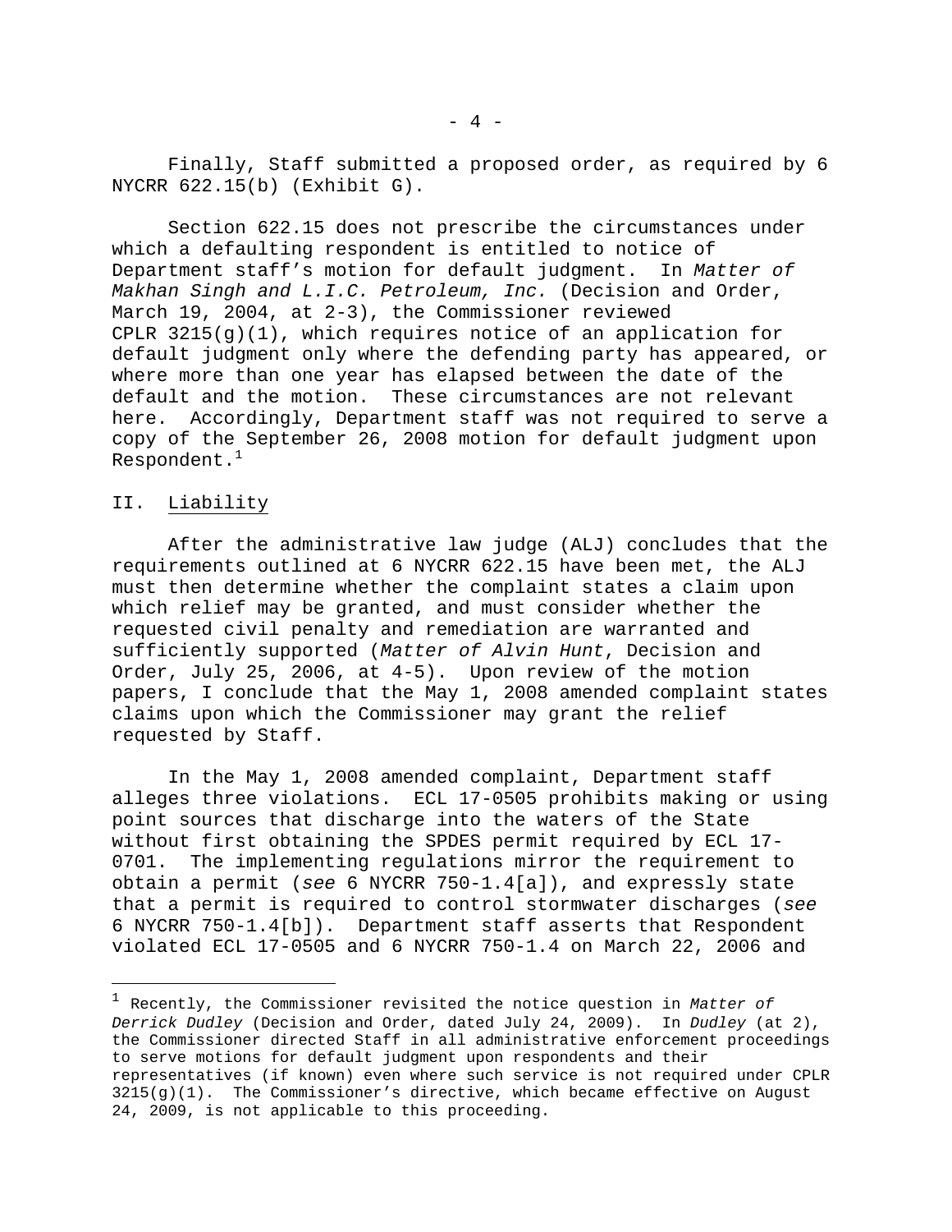Finally, Staff submitted a proposed order, as required by 6 NYCRR 622.15(b) (Exhibit G).

Section 622.15 does not prescribe the circumstances under which a defaulting respondent is entitled to notice of Department staff's motion for default judgment. In *Matter of Makhan Singh and L.I.C. Petroleum, Inc.* (Decision and Order, March 19, 2004, at 2-3), the Commissioner reviewed CPLR 3215(g)(1), which requires notice of an application for default judgment only where the defending party has appeared, or where more than one year has elapsed between the date of the default and the motion. These circumstances are not relevant here. Accordingly, Department staff was not required to serve a copy of the September 26, 2008 motion for default judgment upon Respondent.[1]

## II. Liability

After the administrative law judge (ALJ) concludes that the requirements outlined at 6 NYCRR 622.15 have been met, the ALJ must then determine whether the complaint states a claim upon which relief may be granted, and must consider whether the requested civil penalty and remediation are warranted and sufficiently supported (*Matter of Alvin Hunt*, Decision and Order, July 25, 2006, at 4-5). Upon review of the motion papers, I conclude that the May 1, 2008 amended complaint states claims upon which the Commissioner may grant the relief requested by Staff.

In the May 1, 2008 amended complaint, Department staff alleges three violations. ECL 17-0505 prohibits making or using point sources that discharge into the waters of the State without first obtaining the SPDES permit required by ECL 17-0701. The implementing regulations mirror the requirement to obtain a permit (*see* 6 NYCRR 750-1.4[a]), and expressly state that a permit is required to control stormwater discharges (*see* 6 NYCRR 750-1.4[b]). Department staff asserts that Respondent violated ECL 17-0505 and 6 NYCRR 750-1.4 on March 22, 2006 and

---

[1] Recently, the Commissioner revisited the notice question in *Matter of Derrick Dudley* (Decision and Order, dated July 24, 2009). In *Dudley* (at 2), the Commissioner directed Staff in all administrative enforcement proceedings to serve motions for default judgment upon respondents and their representatives (if known) even where such service is not required under CPLR 3215(g)(1). The Commissioner's directive, which became effective on August 24, 2009, is not applicable to this proceeding.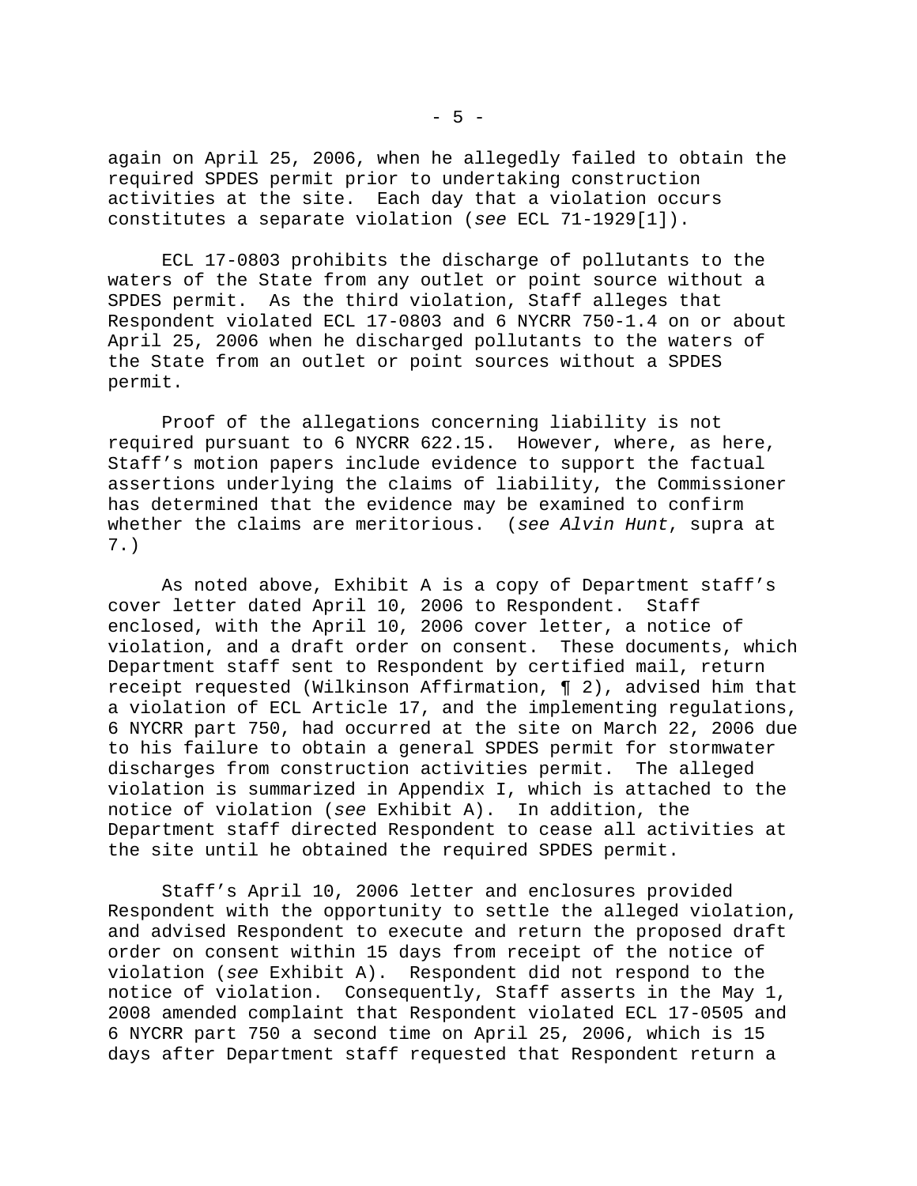again on April 25, 2006, when he allegedly failed to obtain the required SPDES permit prior to undertaking construction activities at the site. Each day that a violation occurs constitutes a separate violation (*see* ECL 71-1929[1]).

ECL 17-0803 prohibits the discharge of pollutants to the waters of the State from any outlet or point source without a SPDES permit. As the third violation, Staff alleges that Respondent violated ECL 17-0803 and 6 NYCRR 750-1.4 on or about April 25, 2006 when he discharged pollutants to the waters of the State from an outlet or point sources without a SPDES permit.

Proof of the allegations concerning liability is not required pursuant to 6 NYCRR 622.15. However, where, as here, Staff's motion papers include evidence to support the factual assertions underlying the claims of liability, the Commissioner has determined that the evidence may be examined to confirm whether the claims are meritorious. (*see Alvin Hunt*, supra at 7.)

As noted above, Exhibit A is a copy of Department staff's cover letter dated April 10, 2006 to Respondent. Staff enclosed, with the April 10, 2006 cover letter, a notice of violation, and a draft order on consent. These documents, which Department staff sent to Respondent by certified mail, return receipt requested (Wilkinson Affirmation, ¶ 2), advised him that a violation of ECL Article 17, and the implementing regulations, 6 NYCRR part 750, had occurred at the site on March 22, 2006 due to his failure to obtain a general SPDES permit for stormwater discharges from construction activities permit. The alleged violation is summarized in Appendix I, which is attached to the notice of violation (*see* Exhibit A). In addition, the Department staff directed Respondent to cease all activities at the site until he obtained the required SPDES permit.

Staff's April 10, 2006 letter and enclosures provided Respondent with the opportunity to settle the alleged violation, and advised Respondent to execute and return the proposed draft order on consent within 15 days from receipt of the notice of violation (*see* Exhibit A). Respondent did not respond to the notice of violation. Consequently, Staff asserts in the May 1, 2008 amended complaint that Respondent violated ECL 17-0505 and 6 NYCRR part 750 a second time on April 25, 2006, which is 15 days after Department staff requested that Respondent return a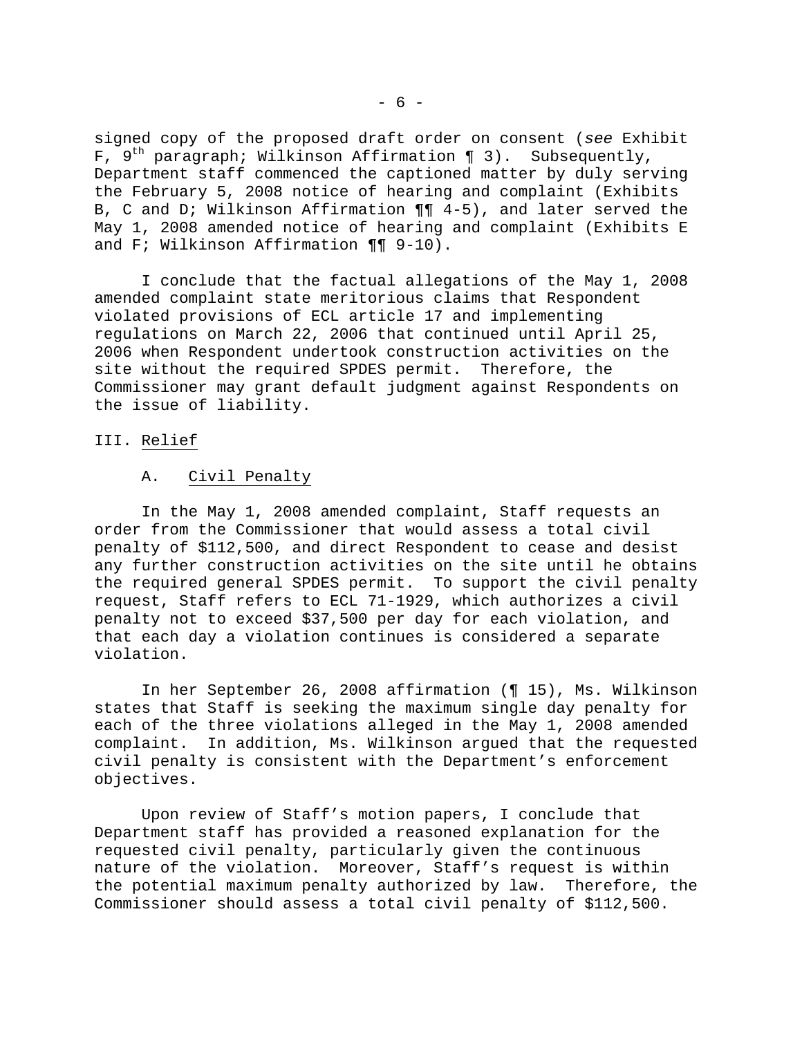signed copy of the proposed draft order on consent (*see* Exhibit F, 9th paragraph; Wilkinson Affirmation ¶ 3). Subsequently, Department staff commenced the captioned matter by duly serving the February 5, 2008 notice of hearing and complaint (Exhibits B, C and D; Wilkinson Affirmation ¶¶ 4-5), and later served the May 1, 2008 amended notice of hearing and complaint (Exhibits E and F; Wilkinson Affirmation ¶¶ 9-10).

I conclude that the factual allegations of the May 1, 2008 amended complaint state meritorious claims that Respondent violated provisions of ECL article 17 and implementing regulations on March 22, 2006 that continued until April 25, 2006 when Respondent undertook construction activities on the site without the required SPDES permit. Therefore, the Commissioner may grant default judgment against Respondents on the issue of liability.

## III. Relief

### A. Civil Penalty

In the May 1, 2008 amended complaint, Staff requests an order from the Commissioner that would assess a total civil penalty of $112,500, and direct Respondent to cease and desist any further construction activities on the site until he obtains the required general SPDES permit. To support the civil penalty request, Staff refers to ECL 71-1929, which authorizes a civil penalty not to exceed $37,500 per day for each violation, and that each day a violation continues is considered a separate violation.

In her September 26, 2008 affirmation (¶ 15), Ms. Wilkinson states that Staff is seeking the maximum single day penalty for each of the three violations alleged in the May 1, 2008 amended complaint. In addition, Ms. Wilkinson argued that the requested civil penalty is consistent with the Department's enforcement objectives.

Upon review of Staff's motion papers, I conclude that Department staff has provided a reasoned explanation for the requested civil penalty, particularly given the continuous nature of the violation. Moreover, Staff's request is within the potential maximum penalty authorized by law. Therefore, the Commissioner should assess a total civil penalty of $112,500.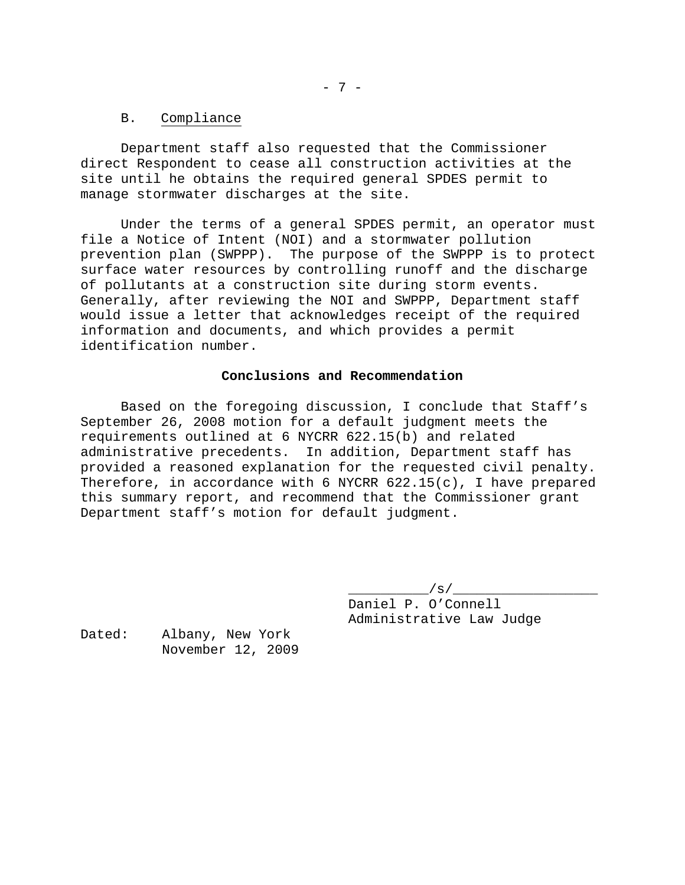### B. Compliance

Department staff also requested that the Commissioner direct Respondent to cease all construction activities at the site until he obtains the required general SPDES permit to manage stormwater discharges at the site.

Under the terms of a general SPDES permit, an operator must file a Notice of Intent (NOI) and a stormwater pollution prevention plan (SWPPP). The purpose of the SWPPP is to protect surface water resources by controlling runoff and the discharge of pollutants at a construction site during storm events. Generally, after reviewing the NOI and SWPPP, Department staff would issue a letter that acknowledges receipt of the required information and documents, and which provides a permit identification number.

## Conclusions and Recommendation

Based on the foregoing discussion, I conclude that Staff's September 26, 2008 motion for a default judgment meets the requirements outlined at 6 NYCRR 622.15(b) and related administrative precedents. In addition, Department staff has provided a reasoned explanation for the requested civil penalty. Therefore, in accordance with 6 NYCRR 622.15(c), I have prepared this summary report, and recommend that the Commissioner grant Department staff's motion for default judgment.

__________/s/_________________
Daniel P. O'Connell
Administrative Law Judge

Dated: Albany, New York
November 12, 2009